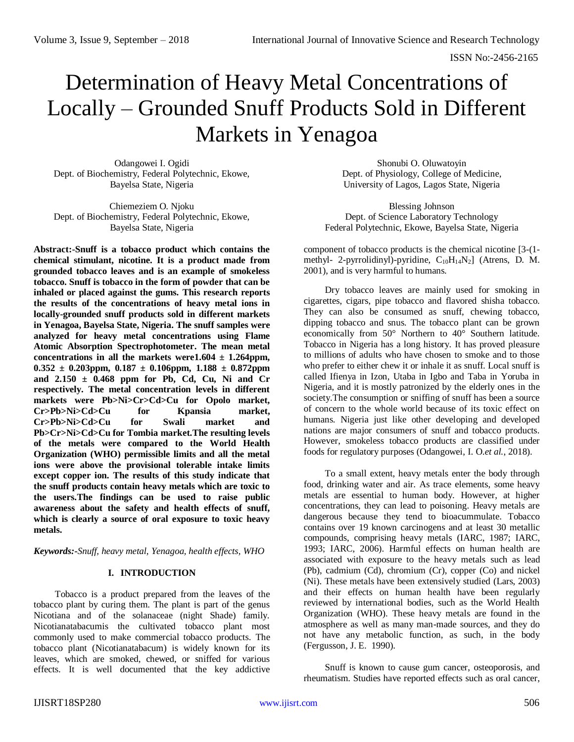# Determination of Heavy Metal Concentrations of Locally – Grounded Snuff Products Sold in Different Markets in Yenagoa

Odangowei I. Ogidi
Dept. of Biochemistry, Federal Polytechnic, Ekowe, Bayelsa State, Nigeria

Chiemeziem O. Njoku
Dept. of Biochemistry, Federal Polytechnic, Ekowe, Bayelsa State, Nigeria

Shonubi O. Oluwatoyin
Dept. of Physiology, College of Medicine, University of Lagos, Lagos State, Nigeria

Blessing Johnson
Dept. of Science Laboratory Technology
Federal Polytechnic, Ekowe, Bayelsa State, Nigeria

**Abstract:-Snuff is a tobacco product which contains the chemical stimulant, nicotine. It is a product made from grounded tobacco leaves and is an example of smokeless tobacco. Snuff is tobacco in the form of powder that can be inhaled or placed against the gums. This research reports the results of the concentrations of heavy metal ions in locally-grounded snuff products sold in different markets in Yenagoa, Bayelsa State, Nigeria. The snuff samples were analyzed for heavy metal concentrations using Flame Atomic Absorption Spectrophotometer. The mean metal concentrations in all the markets were1.604 ± 1.264ppm, 0.352 ± 0.203ppm, 0.187 ± 0.106ppm, 1.188 ± 0.872ppm and 2.150 ± 0.468 ppm for Pb, Cd, Cu, Ni and Cr respectively. The metal concentration levels in different markets were Pb>Ni>Cr>Cd>Cu for Opolo market, Cr>Pb>Ni>Cd>Cu for Kpansia market, Cr>Pb>Ni>Cd>Cu for Swali market and Pb>Cr>Ni>Cd>Cu for Tombia market.The resulting levels of the metals were compared to the World Health Organization (WHO) permissible limits and all the metal ions were above the provisional tolerable intake limits except copper ion. The results of this study indicate that the snuff products contain heavy metals which are toxic to the users.The findings can be used to raise public awareness about the safety and health effects of snuff, which is clearly a source of oral exposure to toxic heavy metals.**

***Keywords:-****Snuff, heavy metal, Yenagoa, health effects, WHO*

## I. INTRODUCTION

Tobacco is a product prepared from the leaves of the tobacco plant by curing them. The plant is part of the genus Nicotiana and of the solanaceae (night Shade) family. Nicotianatabacumis the cultivated tobacco plant most commonly used to make commercial tobacco products. The tobacco plant (Nicotianatabacum) is widely known for its leaves, which are smoked, chewed, or sniffed for various effects. It is well documented that the key addictive component of tobacco products is the chemical nicotine [3-(1-methyl- 2-pyrrolidinyl)-pyridine, $C_{10}H_{14}N_2$] (Atrens, D. M. 2001), and is very harmful to humans.

Dry tobacco leaves are mainly used for smoking in cigarettes, cigars, pipe tobacco and flavored shisha tobacco. They can also be consumed as snuff, chewing tobacco, dipping tobacco and snus. The tobacco plant can be grown economically from 50° Northern to 40° Southern latitude. Tobacco in Nigeria has a long history. It has proved pleasure to millions of adults who have chosen to smoke and to those who prefer to either chew it or inhale it as snuff. Local snuff is called Ifienya in Izon, Utaba in Igbo and Taba in Yoruba in Nigeria, and it is mostly patronized by the elderly ones in the society.The consumption or sniffing of snuff has been a source of concern to the whole world because of its toxic effect on humans. Nigeria just like other developing and developed nations are major consumers of snuff and tobacco products. However, smokeless tobacco products are classified under foods for regulatory purposes (Odangowei, I. O.*et al.*, 2018).

To a small extent, heavy metals enter the body through food, drinking water and air. As trace elements, some heavy metals are essential to human body. However, at higher concentrations, they can lead to poisoning. Heavy metals are dangerous because they tend to bioaccummulate. Tobacco contains over 19 known carcinogens and at least 30 metallic compounds, comprising heavy metals (IARC, 1987; IARC, 1993; IARC, 2006). Harmful effects on human health are associated with exposure to the heavy metals such as lead (Pb), cadmium (Cd), chromium (Cr), copper (Co) and nickel (Ni). These metals have been extensively studied (Lars, 2003) and their effects on human health have been regularly reviewed by international bodies, such as the World Health Organization (WHO). These heavy metals are found in the atmosphere as well as many man-made sources, and they do not have any metabolic function, as such, in the body (Fergusson, J. E. 1990).

Snuff is known to cause gum cancer, osteoporosis, and rheumatism. Studies have reported effects such as oral cancer,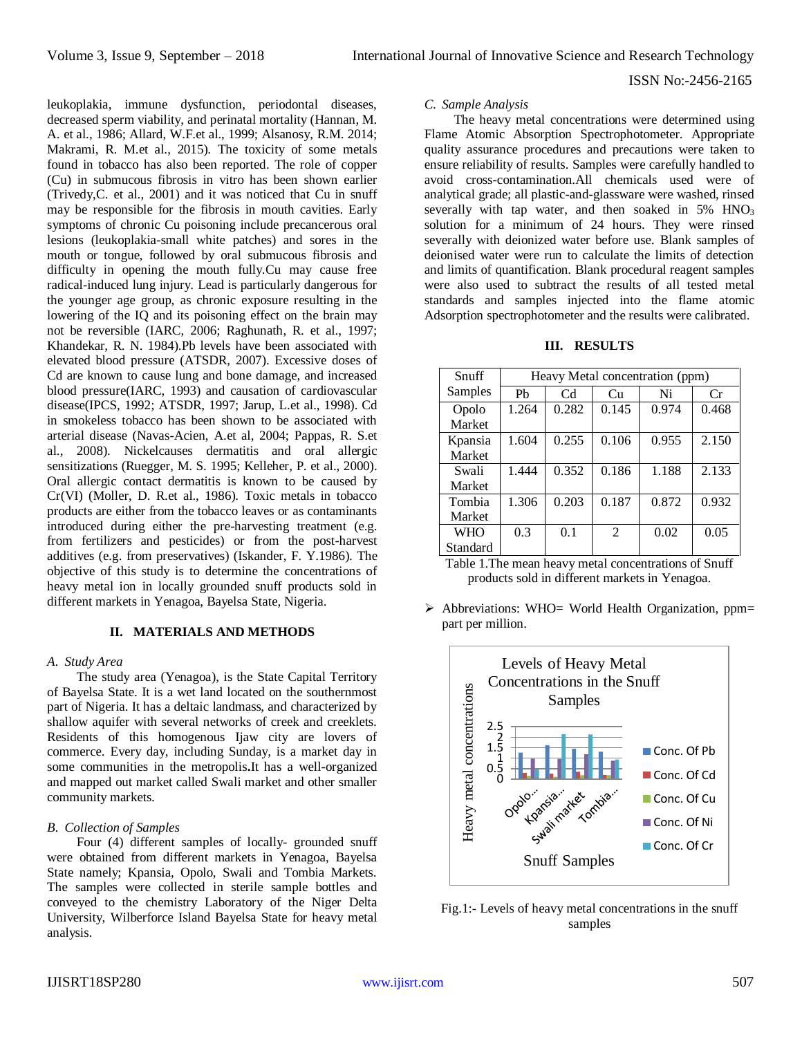leukoplakia, immune dysfunction, periodontal diseases, decreased sperm viability, and perinatal mortality (Hannan, M. A. et al., 1986; Allard, W.F.et al., 1999; Alsanosy, R.M. 2014; Makrami, R. M.et al., 2015). The toxicity of some metals found in tobacco has also been reported. The role of copper (Cu) in submucous fibrosis in vitro has been shown earlier (Trivedy,C. et al., 2001) and it was noticed that Cu in snuff may be responsible for the fibrosis in mouth cavities. Early symptoms of chronic Cu poisoning include precancerous oral lesions (leukoplakia-small white patches) and sores in the mouth or tongue, followed by oral submucous fibrosis and difficulty in opening the mouth fully.Cu may cause free radical-induced lung injury. Lead is particularly dangerous for the younger age group, as chronic exposure resulting in the lowering of the IQ and its poisoning effect on the brain may not be reversible (IARC, 2006; Raghunath, R. et al., 1997; Khandekar, R. N. 1984).Pb levels have been associated with elevated blood pressure (ATSDR, 2007). Excessive doses of Cd are known to cause lung and bone damage, and increased blood pressure(IARC, 1993) and causation of cardiovascular disease(IPCS, 1992; ATSDR, 1997; Jarup, L.et al., 1998). Cd in smokeless tobacco has been shown to be associated with arterial disease (Navas-Acien, A.et al, 2004; Pappas, R. S.et al., 2008). Nickelcauses dermatitis and oral allergic sensitizations (Ruegger, M. S. 1995; Kelleher, P. et al., 2000). Oral allergic contact dermatitis is known to be caused by Cr(VI) (Moller, D. R.et al., 1986). Toxic metals in tobacco products are either from the tobacco leaves or as contaminants introduced during either the pre-harvesting treatment (e.g. from fertilizers and pesticides) or from the post-harvest additives (e.g. from preservatives) (Iskander, F. Y.1986). The objective of this study is to determine the concentrations of heavy metal ion in locally grounded snuff products sold in different markets in Yenagoa, Bayelsa State, Nigeria.

## II. MATERIALS AND METHODS

### *A. Study Area*

The study area (Yenagoa), is the State Capital Territory of Bayelsa State. It is a wet land located on the southernmost part of Nigeria. It has a deltaic landmass, and characterized by shallow aquifer with several networks of creek and creeklets. Residents of this homogenous Ijaw city are lovers of commerce. Every day, including Sunday, is a market day in some communities in the metropolis**.**It has a well-organized and mapped out market called Swali market and other smaller community markets.

### *B. Collection of Samples*

Four (4) different samples of locally- grounded snuff were obtained from different markets in Yenagoa, Bayelsa State namely; Kpansia, Opolo, Swali and Tombia Markets. The samples were collected in sterile sample bottles and conveyed to the chemistry Laboratory of the Niger Delta University, Wilberforce Island Bayelsa State for heavy metal analysis.

### *C. Sample Analysis*

The heavy metal concentrations were determined using Flame Atomic Absorption Spectrophotometer. Appropriate quality assurance procedures and precautions were taken to ensure reliability of results. Samples were carefully handled to avoid cross-contamination.All chemicals used were of analytical grade; all plastic-and-glassware were washed, rinsed severally with tap water, and then soaked in 5% $HNO_3$ solution for a minimum of 24 hours. They were rinsed severally with deionized water before use. Blank samples of deionised water were run to calculate the limits of detection and limits of quantification. Blank procedural reagent samples were also used to subtract the results of all tested metal standards and samples injected into the flame atomic Adsorption spectrophotometer and the results were calibrated.

## III. RESULTS

| Snuff Samples | Heavy Metal concentration (ppm) | | | | |
|---|---|---|---|---|---|
| | Pb | Cd | Cu | Ni | Cr |
| Opolo Market | 1.264 | 0.282 | 0.145 | 0.974 | 0.468 |
| Kpansia Market | 1.604 | 0.255 | 0.106 | 0.955 | 2.150 |
| Swali Market | 1.444 | 0.352 | 0.186 | 1.188 | 2.133 |
| Tombia Market | 1.306 | 0.203 | 0.187 | 0.872 | 0.932 |
| WHO Standard | 0.3 | 0.1 | 2 | 0.02 | 0.05 |

Table 1.The mean heavy metal concentrations of Snuff products sold in different markets in Yenagoa.

- Abbreviations: WHO= World Health Organization, ppm= part per million.

Fig.1:- Levels of heavy metal concentrations in the snuff samples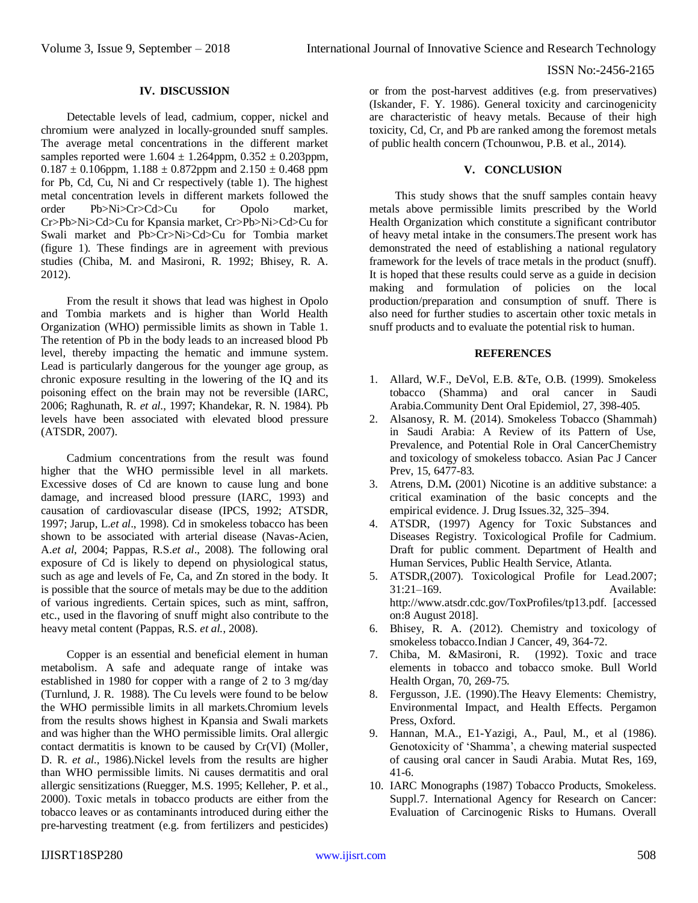## IV. DISCUSSION

Detectable levels of lead, cadmium, copper, nickel and chromium were analyzed in locally-grounded snuff samples. The average metal concentrations in the different market samples reported were 1.604 ± 1.264ppm, 0.352 ± 0.203ppm, 0.187 ± 0.106ppm, 1.188 ± 0.872ppm and 2.150 ± 0.468 ppm for Pb, Cd, Cu, Ni and Cr respectively (table 1). The highest metal concentration levels in different markets followed the order Pb>Ni>Cr>Cd>Cu for Opolo market, Cr>Pb>Ni>Cd>Cu for Kpansia market, Cr>Pb>Ni>Cd>Cu for Swali market and Pb>Cr>Ni>Cd>Cu for Tombia market (figure 1). These findings are in agreement with previous studies (Chiba, M. and Masironi, R. 1992; Bhisey, R. A. 2012).

From the result it shows that lead was highest in Opolo and Tombia markets and is higher than World Health Organization (WHO) permissible limits as shown in Table 1. The retention of Pb in the body leads to an increased blood Pb level, thereby impacting the hematic and immune system. Lead is particularly dangerous for the younger age group, as chronic exposure resulting in the lowering of the IQ and its poisoning effect on the brain may not be reversible (IARC, 2006; Raghunath, R. *et al*., 1997; Khandekar, R. N. 1984). Pb levels have been associated with elevated blood pressure (ATSDR, 2007).

Cadmium concentrations from the result was found higher that the WHO permissible level in all markets. Excessive doses of Cd are known to cause lung and bone damage, and increased blood pressure (IARC, 1993) and causation of cardiovascular disease (IPCS, 1992; ATSDR, 1997; Jarup, L.*et al*., 1998). Cd in smokeless tobacco has been shown to be associated with arterial disease (Navas-Acien, A.*et al*, 2004; Pappas, R.S.*et al*., 2008). The following oral exposure of Cd is likely to depend on physiological status, such as age and levels of Fe, Ca, and Zn stored in the body. It is possible that the source of metals may be due to the addition of various ingredients. Certain spices, such as mint, saffron, etc., used in the flavoring of snuff might also contribute to the heavy metal content (Pappas, R.S. *et al.*, 2008).

Copper is an essential and beneficial element in human metabolism. A safe and adequate range of intake was established in 1980 for copper with a range of 2 to 3 mg/day (Turnlund, J. R. 1988). The Cu levels were found to be below the WHO permissible limits in all markets.Chromium levels from the results shows highest in Kpansia and Swali markets and was higher than the WHO permissible limits. Oral allergic contact dermatitis is known to be caused by Cr(VI) (Moller, D. R. *et al.*, 1986).Nickel levels from the results are higher than WHO permissible limits. Ni causes dermatitis and oral allergic sensitizations (Ruegger, M.S. 1995; Kelleher, P. et al., 2000). Toxic metals in tobacco products are either from the tobacco leaves or as contaminants introduced during either the pre-harvesting treatment (e.g. from fertilizers and pesticides) or from the post-harvest additives (e.g. from preservatives) (Iskander, F. Y. 1986). General toxicity and carcinogenicity are characteristic of heavy metals. Because of their high toxicity, Cd, Cr, and Pb are ranked among the foremost metals of public health concern (Tchounwou, P.B. et al., 2014).

## V. CONCLUSION

This study shows that the snuff samples contain heavy metals above permissible limits prescribed by the World Health Organization which constitute a significant contributor of heavy metal intake in the consumers.The present work has demonstrated the need of establishing a national regulatory framework for the levels of trace metals in the product (snuff). It is hoped that these results could serve as a guide in decision making and formulation of policies on the local production/preparation and consumption of snuff. There is also need for further studies to ascertain other toxic metals in snuff products and to evaluate the potential risk to human.

## REFERENCES

1. Allard, W.F., DeVol, E.B. &Te, O.B. (1999). Smokeless tobacco (Shamma) and oral cancer in Saudi Arabia.Community Dent Oral Epidemiol, 27, 398-405.
2. Alsanosy, R. M. (2014). Smokeless Tobacco (Shammah) in Saudi Arabia: A Review of its Pattern of Use, Prevalence, and Potential Role in Oral CancerChemistry and toxicology of smokeless tobacco. Asian Pac J Cancer Prev, 15, 6477-83.
3. Atrens, D.M**.** (2001) Nicotine is an additive substance: a critical examination of the basic concepts and the empirical evidence. J. Drug Issues.32, 325–394.
4. ATSDR, (1997) Agency for Toxic Substances and Diseases Registry. Toxicological Profile for Cadmium. Draft for public comment. Department of Health and Human Services, Public Health Service, Atlanta.
5. ATSDR,(2007). Toxicological Profile for Lead.2007; 31:21–169. Available: http://www.atsdr.cdc.gov/ToxProfiles/tp13.pdf. [accessed on:8 August 2018].
6. Bhisey, R. A. (2012). Chemistry and toxicology of smokeless tobacco.Indian J Cancer, 49, 364-72.
7. Chiba, M. &Masironi, R. (1992). Toxic and trace elements in tobacco and tobacco smoke. Bull World Health Organ, 70, 269-75.
8. Fergusson, J.E. (1990).The Heavy Elements: Chemistry, Environmental Impact, and Health Effects. Pergamon Press, Oxford.
9. Hannan, M.A., E1-Yazigi, A., Paul, M., et al (1986). Genotoxicity of 'Shamma', a chewing material suspected of causing oral cancer in Saudi Arabia. Mutat Res, 169, 41-6.
10. IARC Monographs (1987) Tobacco Products, Smokeless. Suppl.7. International Agency for Research on Cancer: Evaluation of Carcinogenic Risks to Humans. Overall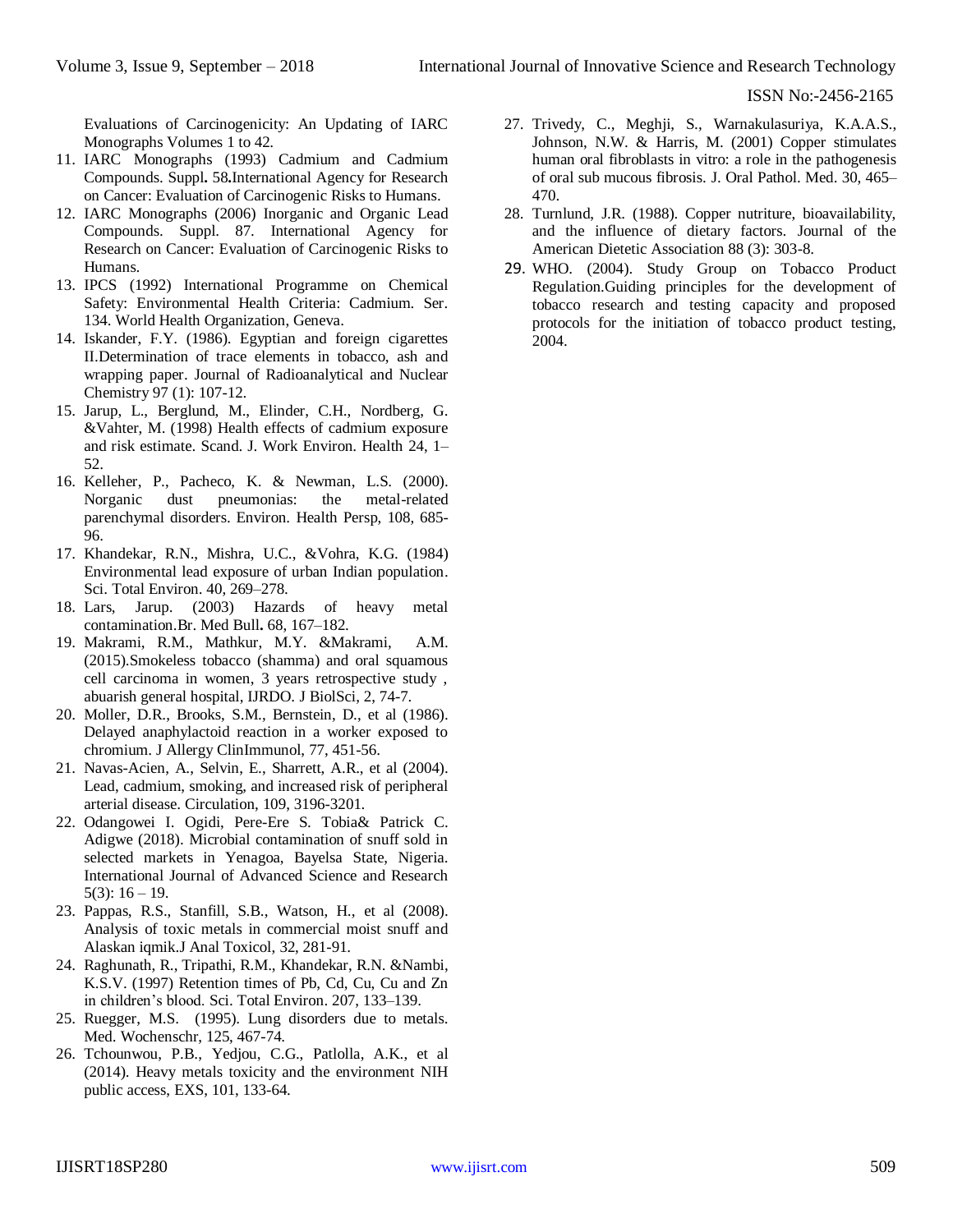Evaluations of Carcinogenicity: An Updating of IARC Monographs Volumes 1 to 42.

11. IARC Monographs (1993) Cadmium and Cadmium Compounds. Suppl**.** 58**.**International Agency for Research on Cancer: Evaluation of Carcinogenic Risks to Humans.
12. IARC Monographs (2006) Inorganic and Organic Lead Compounds. Suppl. 87. International Agency for Research on Cancer: Evaluation of Carcinogenic Risks to Humans.
13. IPCS (1992) International Programme on Chemical Safety: Environmental Health Criteria: Cadmium. Ser. 134. World Health Organization, Geneva.
14. Iskander, F.Y. (1986). Egyptian and foreign cigarettes II.Determination of trace elements in tobacco, ash and wrapping paper. Journal of Radioanalytical and Nuclear Chemistry 97 (1): 107-12.
15. Jarup, L., Berglund, M., Elinder, C.H., Nordberg, G. &Vahter, M. (1998) Health effects of cadmium exposure and risk estimate. Scand. J. Work Environ. Health 24, 1–52.
16. Kelleher, P., Pacheco, K. & Newman, L.S. (2000). Norganic dust pneumonias: the metal-related parenchymal disorders. Environ. Health Persp, 108, 685-96.
17. Khandekar, R.N., Mishra, U.C., &Vohra, K.G. (1984) Environmental lead exposure of urban Indian population. Sci. Total Environ. 40, 269–278.
18. Lars, Jarup. (2003) Hazards of heavy metal contamination.Br. Med Bull**.** 68, 167–182.
19. Makrami, R.M., Mathkur, M.Y. &Makrami, A.M. (2015).Smokeless tobacco (shamma) and oral squamous cell carcinoma in women, 3 years retrospective study , abuarish general hospital, IJRDO. J BiolSci, 2, 74-7.
20. Moller, D.R., Brooks, S.M., Bernstein, D., et al (1986). Delayed anaphylactoid reaction in a worker exposed to chromium. J Allergy ClinImmunol, 77, 451-56.
21. Navas-Acien, A., Selvin, E., Sharrett, A.R., et al (2004). Lead, cadmium, smoking, and increased risk of peripheral arterial disease. Circulation, 109, 3196-3201.
22. Odangowei I. Ogidi, Pere-Ere S. Tobia& Patrick C. Adigwe (2018). Microbial contamination of snuff sold in selected markets in Yenagoa, Bayelsa State, Nigeria. International Journal of Advanced Science and Research 5(3): 16 – 19.
23. Pappas, R.S., Stanfill, S.B., Watson, H., et al (2008). Analysis of toxic metals in commercial moist snuff and Alaskan iqmik.J Anal Toxicol, 32, 281-91.
24. Raghunath, R., Tripathi, R.M., Khandekar, R.N. &Nambi, K.S.V. (1997) Retention times of Pb, Cd, Cu, Cu and Zn in children's blood. Sci. Total Environ. 207, 133–139.
25. Ruegger, M.S. (1995). Lung disorders due to metals. Med. Wochenschr, 125, 467-74.
26. Tchounwou, P.B., Yedjou, C.G., Patlolla, A.K., et al (2014). Heavy metals toxicity and the environment NIH public access, EXS, 101, 133-64.
27. Trivedy, C., Meghji, S., Warnakulasuriya, K.A.A.S., Johnson, N.W. & Harris, M. (2001) Copper stimulates human oral fibroblasts in vitro: a role in the pathogenesis of oral sub mucous fibrosis. J. Oral Pathol. Med. 30, 465–470.
28. Turnlund, J.R. (1988). Copper nutriture, bioavailability, and the influence of dietary factors. Journal of the American Dietetic Association 88 (3): 303-8.
29. WHO. (2004). Study Group on Tobacco Product Regulation.Guiding principles for the development of tobacco research and testing capacity and proposed protocols for the initiation of tobacco product testing, 2004.